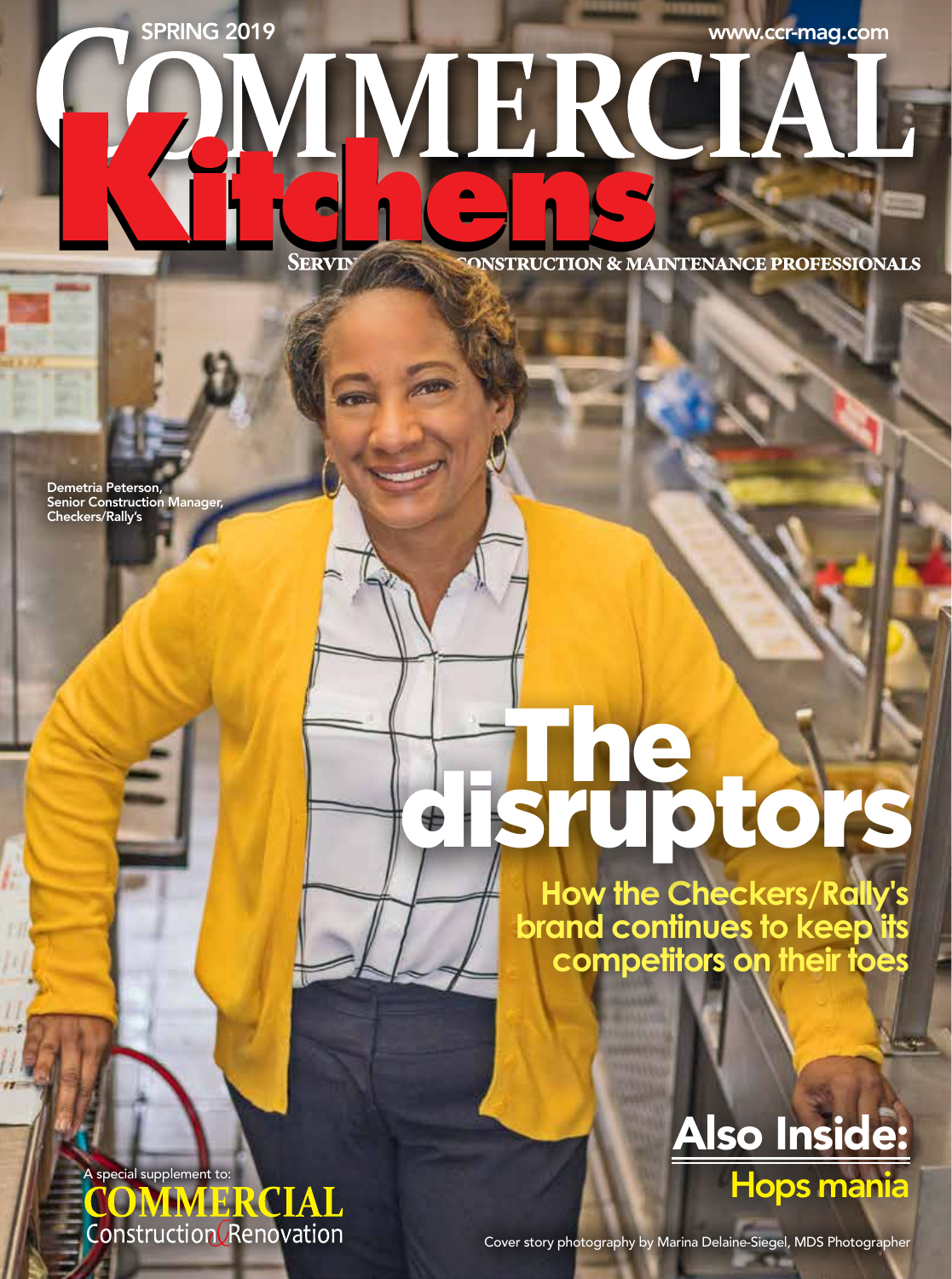SPRING 2019

www.ccr-mag.com

# COMMERCIAL Kitchens

SERVI... CONSTRUCTION & MAINTENANCE PROFESSIONALS

Demetria Peterson, Senior Construction Manager, Checkers/Rally's

# The disruptors

## How the Checkers/Rally's brand continues to keep its competitors on their toes

## Also Inside:

Hops mania

A special supplement to: COMMERCIAL Construction & Renovation

Cover story photography by Marina Delaine-Siegel, MDS Photographer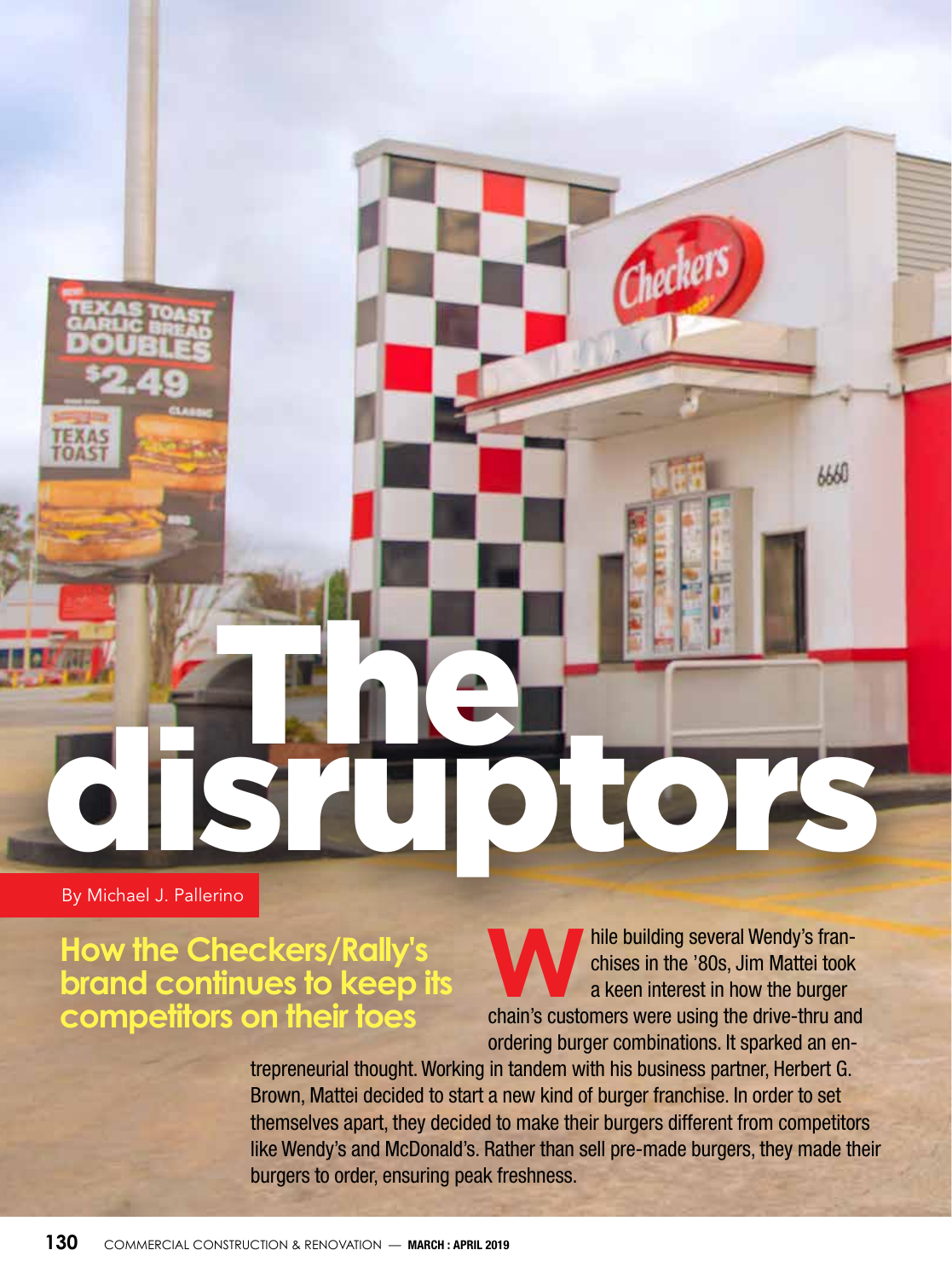# The disruptors

By Michael J. Pallerino

## How the Checkers/Rally's brand continues to keep its competitors on their toes

While building several Wendy's franchises in the '80s, Jim Mattei took a keen interest in how the burger chain's customers were using the drive-thru and ordering burger combinations. It sparked an entrepreneurial thought. Working in tandem with his business partner, Herbert G. Brown, Mattei decided to start a new kind of burger franchise. In order to set themselves apart, they decided to make their burgers different from competitors like Wendy's and McDonald's. Rather than sell pre-made burgers, they made their burgers to order, ensuring peak freshness.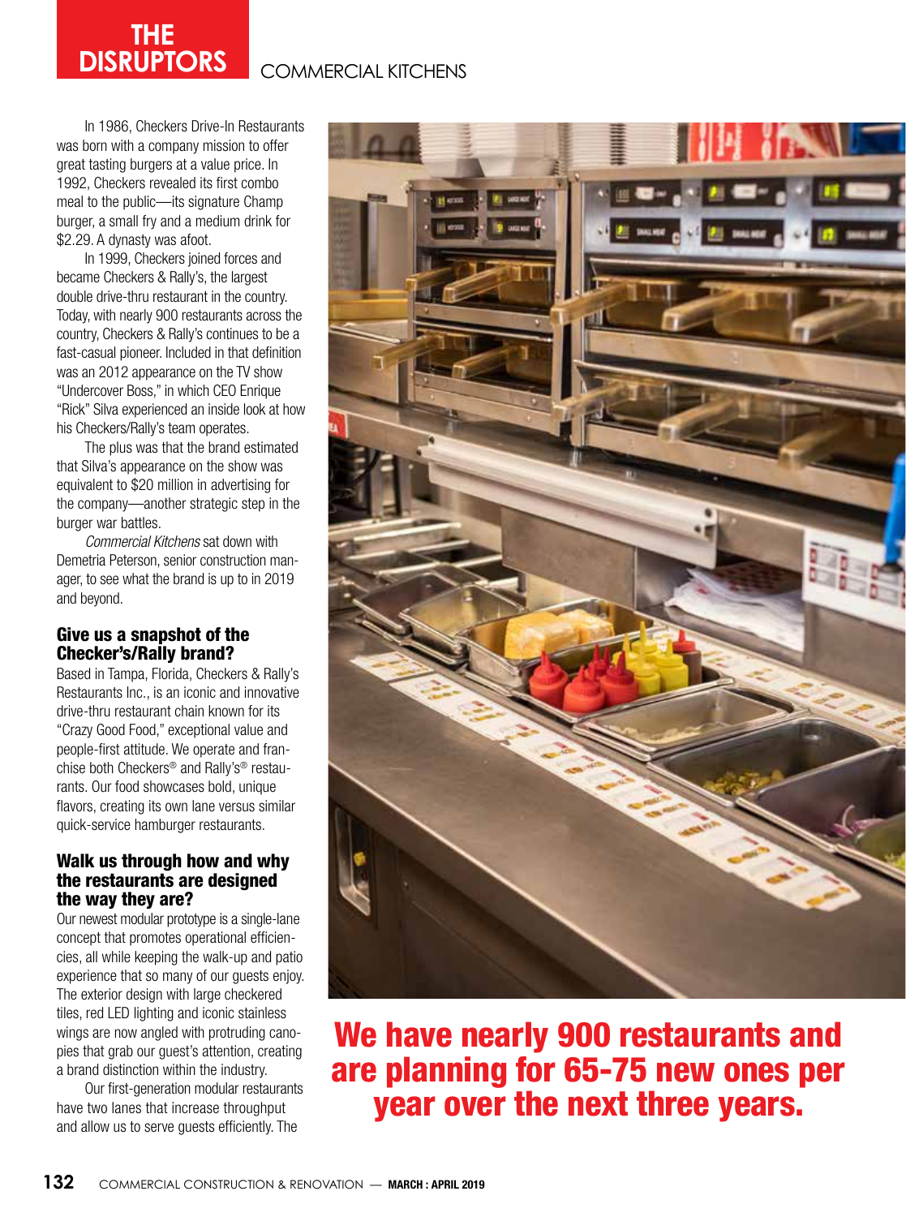In 1986, Checkers Drive-In Restaurants was born with a company mission to offer great tasting burgers at a value price. In 1992, Checkers revealed its first combo meal to the public—its signature Champ burger, a small fry and a medium drink for $2.29. A dynasty was afoot.

In 1999, Checkers joined forces and became Checkers & Rally's, the largest double drive-thru restaurant in the country. Today, with nearly 900 restaurants across the country, Checkers & Rally's continues to be a fast-casual pioneer. Included in that definition was an 2012 appearance on the TV show "Undercover Boss," in which CEO Enrique "Rick" Silva experienced an inside look at how his Checkers/Rally's team operates.

The plus was that the brand estimated that Silva's appearance on the show was equivalent to $20 million in advertising for the company—another strategic step in the burger war battles.

*Commercial Kitchens* sat down with Demetria Peterson, senior construction manager, to see what the brand is up to in 2019 and beyond.

### Give us a snapshot of the Checker's/Rally brand?

Based in Tampa, Florida, Checkers & Rally's Restaurants Inc., is an iconic and innovative drive-thru restaurant chain known for its "Crazy Good Food," exceptional value and people-first attitude. We operate and franchise both Checkers® and Rally's® restaurants. Our food showcases bold, unique flavors, creating its own lane versus similar quick-service hamburger restaurants.

### Walk us through how and why the restaurants are designed the way they are?

Our newest modular prototype is a single-lane concept that promotes operational efficiencies, all while keeping the walk-up and patio experience that so many of our guests enjoy. The exterior design with large checkered tiles, red LED lighting and iconic stainless wings are now angled with protruding canopies that grab our guest's attention, creating a brand distinction within the industry.

Our first-generation modular restaurants have two lanes that increase throughput and allow us to serve guests efficiently. The

**We have nearly 900 restaurants and are planning for 65-75 new ones per year over the next three years.**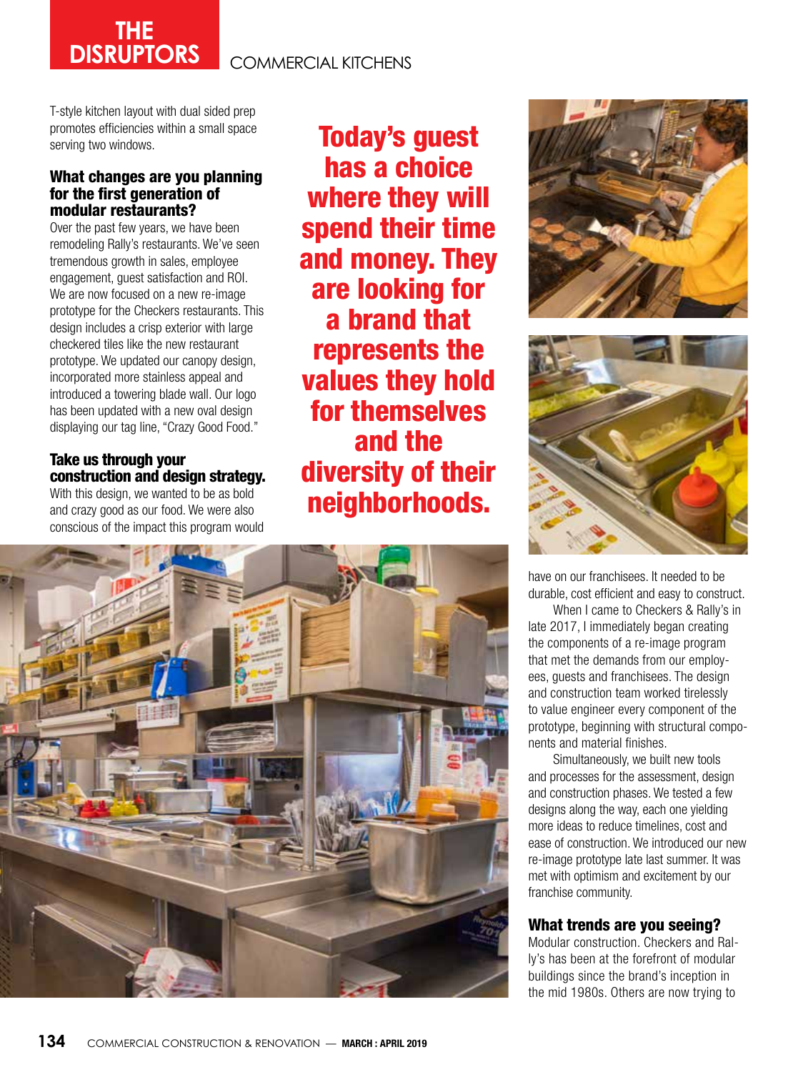T-style kitchen layout with dual sided prep promotes efficiencies within a small space serving two windows.

**What changes are you planning for the first generation of modular restaurants?**

Over the past few years, we have been remodeling Rally's restaurants. We've seen tremendous growth in sales, employee engagement, guest satisfaction and ROI. We are now focused on a new re-image prototype for the Checkers restaurants. This design includes a crisp exterior with large checkered tiles like the new restaurant prototype. We updated our canopy design, incorporated more stainless appeal and introduced a towering blade wall. Our logo has been updated with a new oval design displaying our tag line, "Crazy Good Food."

**Today's guest has a choice where they will spend their time and money. They are looking for a brand that represents the values they hold for themselves and the diversity of their neighborhoods.**

**Take us through your construction and design strategy.**

With this design, we wanted to be as bold and crazy good as our food. We were also conscious of the impact this program would have on our franchisees. It needed to be durable, cost efficient and easy to construct.

When I came to Checkers & Rally's in late 2017, I immediately began creating the components of a re-image program that met the demands from our employees, guests and franchisees. The design and construction team worked tirelessly to value engineer every component of the prototype, beginning with structural components and material finishes.

Simultaneously, we built new tools and processes for the assessment, design and construction phases. We tested a few designs along the way, each one yielding more ideas to reduce timelines, cost and ease of construction. We introduced our new re-image prototype late last summer. It was met with optimism and excitement by our franchise community.

**What trends are you seeing?**

Modular construction. Checkers and Rally's has been at the forefront of modular buildings since the brand's inception in the mid 1980s. Others are now trying to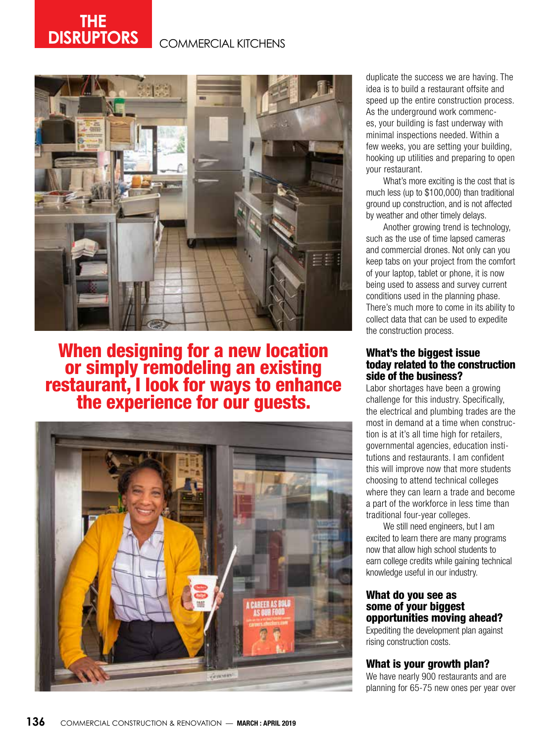**When designing for a new location or simply remodeling an existing restaurant, I look for ways to enhance the experience for our guests.**

duplicate the success we are having. The idea is to build a restaurant offsite and speed up the entire construction process. As the underground work commences, your building is fast underway with minimal inspections needed. Within a few weeks, you are setting your building, hooking up utilities and preparing to open your restaurant.

What's more exciting is the cost that is much less (up to $100,000) than traditional ground up construction, and is not affected by weather and other timely delays.

Another growing trend is technology, such as the use of time lapsed cameras and commercial drones. Not only can you keep tabs on your project from the comfort of your laptop, tablet or phone, it is now being used to assess and survey current conditions used in the planning phase. There's much more to come in its ability to collect data that can be used to expedite the construction process.

### What's the biggest issue today related to the construction side of the business?

Labor shortages have been a growing challenge for this industry. Specifically, the electrical and plumbing trades are the most in demand at a time when construction is at it's all time high for retailers, governmental agencies, education institutions and restaurants. I am confident this will improve now that more students choosing to attend technical colleges where they can learn a trade and become a part of the workforce in less time than traditional four-year colleges.

We still need engineers, but I am excited to learn there are many programs now that allow high school students to earn college credits while gaining technical knowledge useful in our industry.

### What do you see as some of your biggest opportunities moving ahead?

Expediting the development plan against rising construction costs.

### What is your growth plan?

We have nearly 900 restaurants and are planning for 65-75 new ones per year over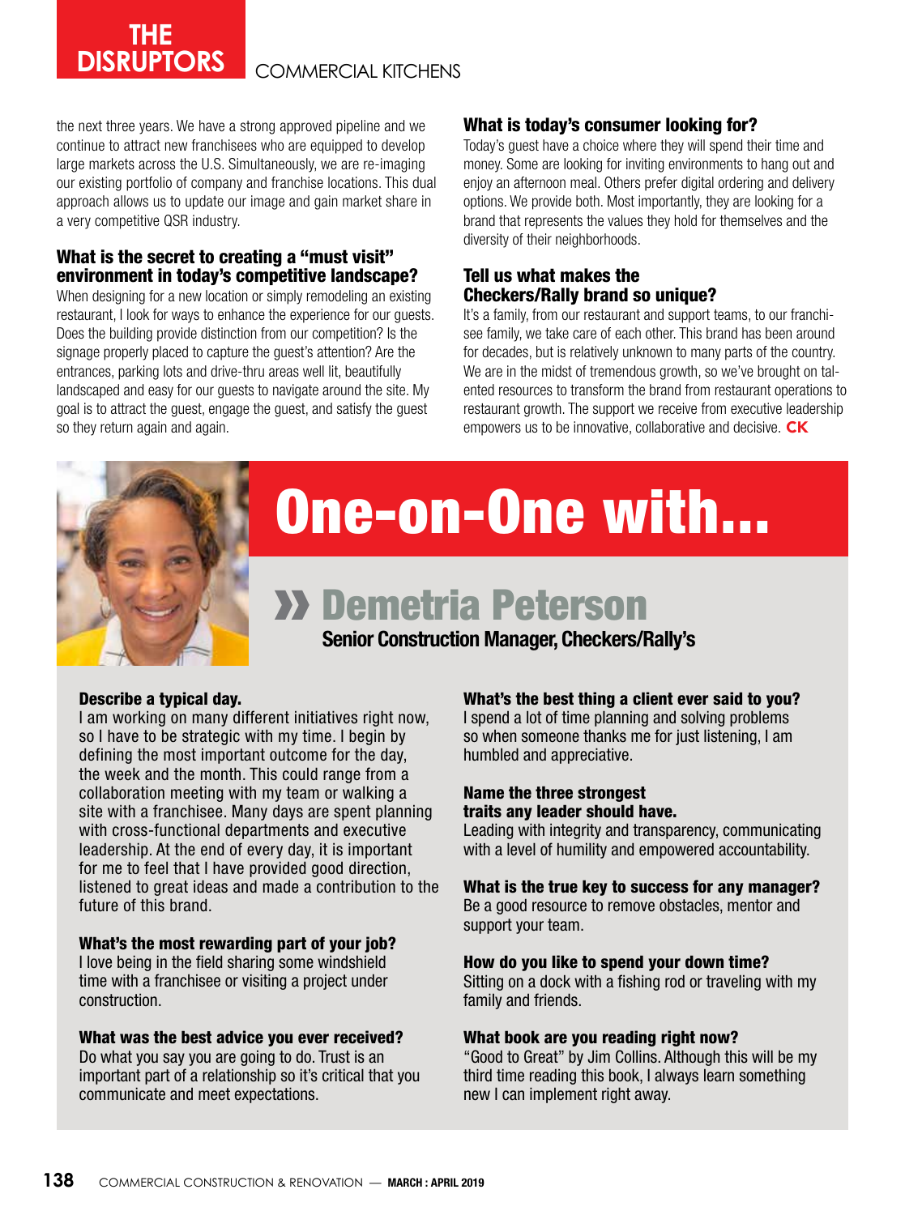the next three years. We have a strong approved pipeline and we continue to attract new franchisees who are equipped to develop large markets across the U.S. Simultaneously, we are re-imaging our existing portfolio of company and franchise locations. This dual approach allows us to update our image and gain market share in a very competitive QSR industry.

**What is the secret to creating a "must visit" environment in today's competitive landscape?**

When designing for a new location or simply remodeling an existing restaurant, I look for ways to enhance the experience for our guests. Does the building provide distinction from our competition? Is the signage properly placed to capture the guest's attention? Are the entrances, parking lots and drive-thru areas well lit, beautifully landscaped and easy for our guests to navigate around the site. My goal is to attract the guest, engage the guest, and satisfy the guest so they return again and again.

**What is today's consumer looking for?**

Today's guest have a choice where they will spend their time and money. Some are looking for inviting environments to hang out and enjoy an afternoon meal. Others prefer digital ordering and delivery options. We provide both. Most importantly, they are looking for a brand that represents the values they hold for themselves and the diversity of their neighborhoods.

**Tell us what makes the Checkers/Rally brand so unique?**

It's a family, from our restaurant and support teams, to our franchisee family, we take care of each other. This brand has been around for decades, but is relatively unknown to many parts of the country. We are in the midst of tremendous growth, so we've brought on talented resources to transform the brand from restaurant operations to restaurant growth. The support we receive from executive leadership empowers us to be innovative, collaborative and decisive. **CK**

# One-on-One with...

## » Demetria Peterson

**Senior Construction Manager, Checkers/Rally's**

**Describe a typical day.**

I am working on many different initiatives right now, so I have to be strategic with my time. I begin by defining the most important outcome for the day, the week and the month. This could range from a collaboration meeting with my team or walking a site with a franchisee. Many days are spent planning with cross-functional departments and executive leadership. At the end of every day, it is important for me to feel that I have provided good direction, listened to great ideas and made a contribution to the future of this brand.

**What's the most rewarding part of your job?**

I love being in the field sharing some windshield time with a franchisee or visiting a project under construction.

**What was the best advice you ever received?**

Do what you say you are going to do. Trust is an important part of a relationship so it's critical that you communicate and meet expectations.

**What's the best thing a client ever said to you?**

I spend a lot of time planning and solving problems so when someone thanks me for just listening, I am humbled and appreciative.

**Name the three strongest traits any leader should have.**

Leading with integrity and transparency, communicating with a level of humility and empowered accountability.

**What is the true key to success for any manager?**

Be a good resource to remove obstacles, mentor and support your team.

**How do you like to spend your down time?**

Sitting on a dock with a fishing rod or traveling with my family and friends.

**What book are you reading right now?**

"Good to Great" by Jim Collins. Although this will be my third time reading this book, I always learn something new I can implement right away.